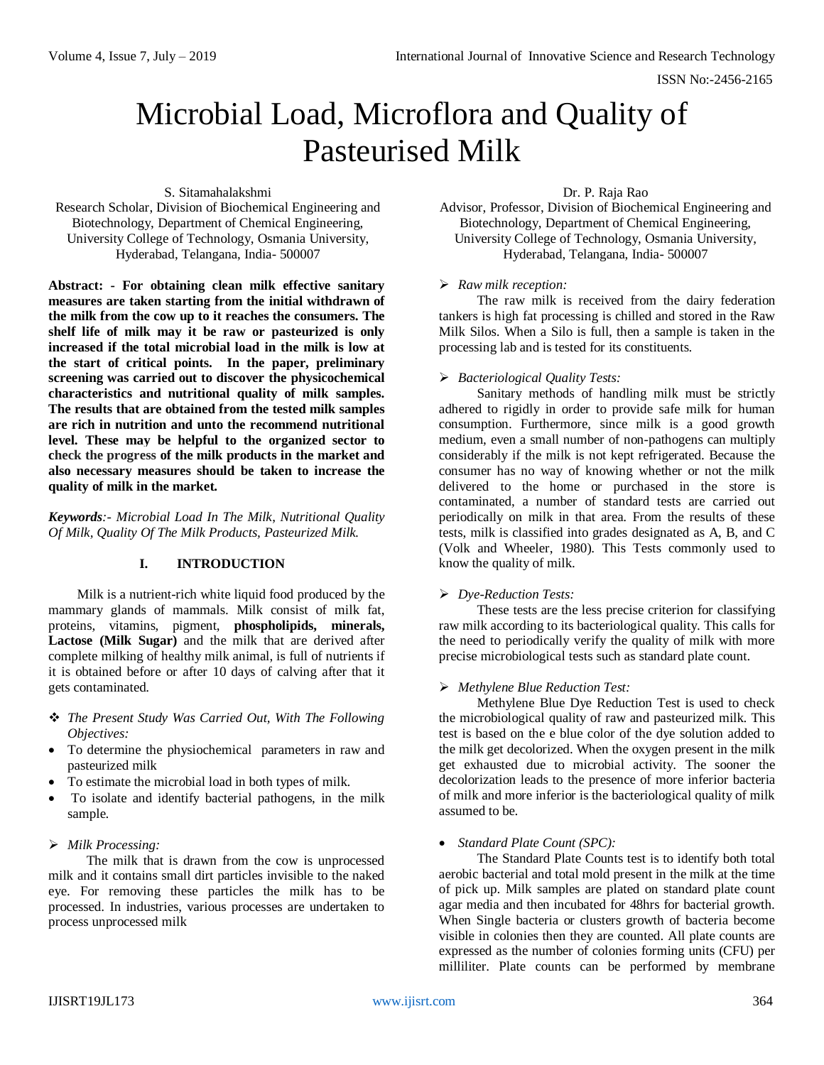# Microbial Load, Microflora and Quality of Pasteurised Milk

S. Sitamahalakshmi
Research Scholar, Division of Biochemical Engineering and Biotechnology, Department of Chemical Engineering, University College of Technology, Osmania University, Hyderabad, Telangana, India- 500007

Dr. P. Raja Rao
Advisor, Professor, Division of Biochemical Engineering and Biotechnology, Department of Chemical Engineering, University College of Technology, Osmania University, Hyderabad, Telangana, India- 500007

**Abstract: - For obtaining clean milk effective sanitary measures are taken starting from the initial withdrawn of the milk from the cow up to it reaches the consumers. The shelf life of milk may it be raw or pasteurized is only increased if the total microbial load in the milk is low at the start of critical points. In the paper, preliminary screening was carried out to discover the physicochemical characteristics and nutritional quality of milk samples. The results that are obtained from the tested milk samples are rich in nutrition and unto the recommend nutritional level. These may be helpful to the organized sector to check the progress of the milk products in the market and also necessary measures should be taken to increase the quality of milk in the market.**

***Keywords****:- Microbial Load In The Milk, Nutritional Quality Of Milk, Quality Of The Milk Products, Pasteurized Milk.*

## I. INTRODUCTION

Milk is a nutrient-rich white liquid food produced by the mammary glands of mammals. Milk consist of milk fat, proteins, vitamins, pigment, **phospholipids, minerals, Lactose (Milk Sugar)** and the milk that are derived after complete milking of healthy milk animal, is full of nutrients if it is obtained before or after 10 days of calving after that it gets contaminated.

❖ *The Present Study Was Carried Out, With The Following Objectives:*

- To determine the physiochemical parameters in raw and pasteurized milk
- To estimate the microbial load in both types of milk.
- To isolate and identify bacterial pathogens, in the milk sample.

➢ *Milk Processing:*

The milk that is drawn from the cow is unprocessed milk and it contains small dirt particles invisible to the naked eye. For removing these particles the milk has to be processed. In industries, various processes are undertaken to process unprocessed milk

➢ *Raw milk reception:*

The raw milk is received from the dairy federation tankers is high fat processing is chilled and stored in the Raw Milk Silos. When a Silo is full, then a sample is taken in the processing lab and is tested for its constituents.

➢ *Bacteriological Quality Tests:*

Sanitary methods of handling milk must be strictly adhered to rigidly in order to provide safe milk for human consumption. Furthermore, since milk is a good growth medium, even a small number of non-pathogens can multiply considerably if the milk is not kept refrigerated. Because the consumer has no way of knowing whether or not the milk delivered to the home or purchased in the store is contaminated, a number of standard tests are carried out periodically on milk in that area. From the results of these tests, milk is classified into grades designated as A, B, and C (Volk and Wheeler, 1980). This Tests commonly used to know the quality of milk.

➢ *Dye-Reduction Tests:*

These tests are the less precise criterion for classifying raw milk according to its bacteriological quality. This calls for the need to periodically verify the quality of milk with more precise microbiological tests such as standard plate count.

➢ *Methylene Blue Reduction Test:*

Methylene Blue Dye Reduction Test is used to check the microbiological quality of raw and pasteurized milk. This test is based on the e blue color of the dye solution added to the milk get decolorized. When the oxygen present in the milk get exhausted due to microbial activity. The sooner the decolorization leads to the presence of more inferior bacteria of milk and more inferior is the bacteriological quality of milk assumed to be.

- *Standard Plate Count (SPC):*

The Standard Plate Counts test is to identify both total aerobic bacterial and total mold present in the milk at the time of pick up. Milk samples are plated on standard plate count agar media and then incubated for 48hrs for bacterial growth. When Single bacteria or clusters growth of bacteria become visible in colonies then they are counted. All plate counts are expressed as the number of colonies forming units (CFU) per milliliter. Plate counts can be performed by membrane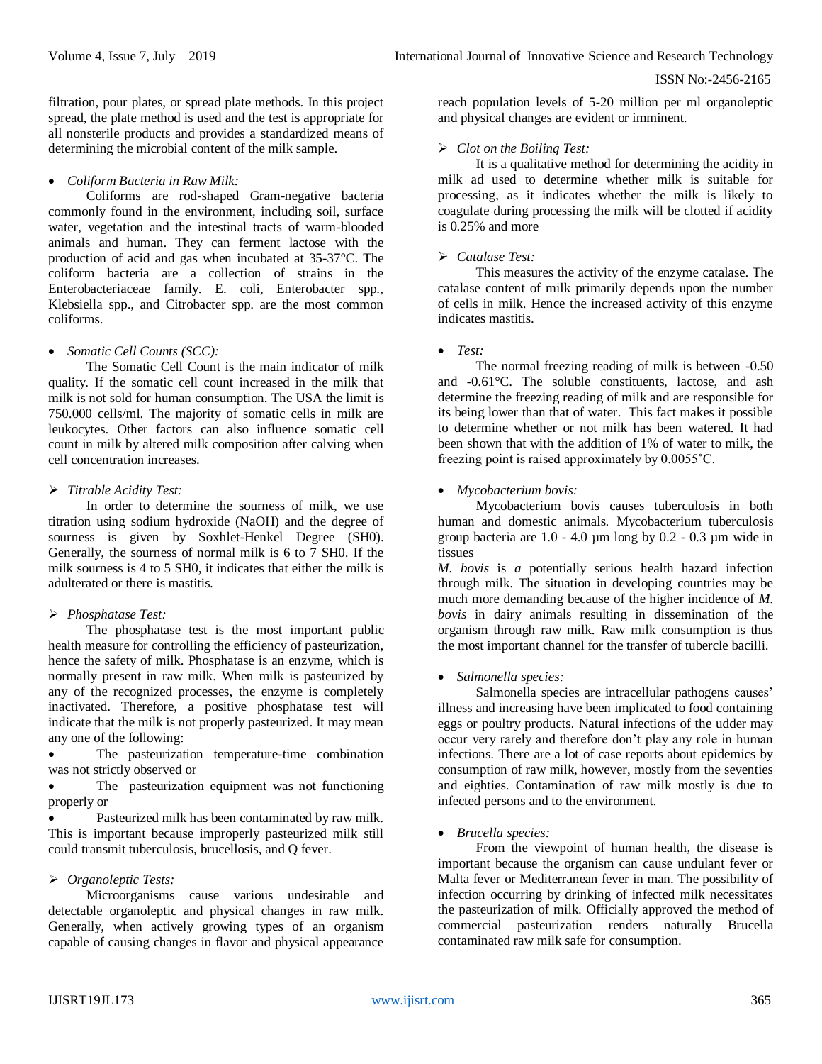filtration, pour plates, or spread plate methods. In this project spread, the plate method is used and the test is appropriate for all nonsterile products and provides a standardized means of determining the microbial content of the milk sample.

- *Coliform Bacteria in Raw Milk:*

Coliforms are rod-shaped Gram-negative bacteria commonly found in the environment, including soil, surface water, vegetation and the intestinal tracts of warm-blooded animals and human. They can ferment lactose with the production of acid and gas when incubated at 35-37°C. The coliform bacteria are a collection of strains in the Enterobacteriaceae family. E. coli, Enterobacter spp., Klebsiella spp., and Citrobacter spp. are the most common coliforms.

- *Somatic Cell Counts (SCC):*

The Somatic Cell Count is the main indicator of milk quality. If the somatic cell count increased in the milk that milk is not sold for human consumption. The USA the limit is 750.000 cells/ml. The majority of somatic cells in milk are leukocytes. Other factors can also influence somatic cell count in milk by altered milk composition after calving when cell concentration increases.

➢ *Titrable Acidity Test:*

In order to determine the sourness of milk, we use titration using sodium hydroxide (NaOH) and the degree of sourness is given by Soxhlet-Henkel Degree (SH0). Generally, the sourness of normal milk is 6 to 7 SH0. If the milk sourness is 4 to 5 SH0, it indicates that either the milk is adulterated or there is mastitis.

➢ *Phosphatase Test:*

The phosphatase test is the most important public health measure for controlling the efficiency of pasteurization, hence the safety of milk. Phosphatase is an enzyme, which is normally present in raw milk. When milk is pasteurized by any of the recognized processes, the enzyme is completely inactivated. Therefore, a positive phosphatase test will indicate that the milk is not properly pasteurized. It may mean any one of the following:

- The pasteurization temperature-time combination was not strictly observed or
- The pasteurization equipment was not functioning properly or
- Pasteurized milk has been contaminated by raw milk.

This is important because improperly pasteurized milk still could transmit tuberculosis, brucellosis, and Q fever.

➢ *Organoleptic Tests:*

Microorganisms cause various undesirable and detectable organoleptic and physical changes in raw milk. Generally, when actively growing types of an organism capable of causing changes in flavor and physical appearance reach population levels of 5-20 million per ml organoleptic and physical changes are evident or imminent.

➢ *Clot on the Boiling Test:*

It is a qualitative method for determining the acidity in milk ad used to determine whether milk is suitable for processing, as it indicates whether the milk is likely to coagulate during processing the milk will be clotted if acidity is 0.25% and more

➢ *Catalase Test:*

This measures the activity of the enzyme catalase. The catalase content of milk primarily depends upon the number of cells in milk. Hence the increased activity of this enzyme indicates mastitis.

- *Test:*

The normal freezing reading of milk is between -0.50 and -0.61°C. The soluble constituents, lactose, and ash determine the freezing reading of milk and are responsible for its being lower than that of water. This fact makes it possible to determine whether or not milk has been watered. It had been shown that with the addition of 1% of water to milk, the freezing point is raised approximately by 0.0055˚C.

- *Mycobacterium bovis:*

Mycobacterium bovis causes tuberculosis in both human and domestic animals. Mycobacterium tuberculosis group bacteria are 1.0 - 4.0 µm long by 0.2 - 0.3 µm wide in tissues

*M. bovis* is *a* potentially serious health hazard infection through milk. The situation in developing countries may be much more demanding because of the higher incidence of *M. bovis* in dairy animals resulting in dissemination of the organism through raw milk. Raw milk consumption is thus the most important channel for the transfer of tubercle bacilli.

- *Salmonella species:*

Salmonella species are intracellular pathogens causes' illness and increasing have been implicated to food containing eggs or poultry products. Natural infections of the udder may occur very rarely and therefore don't play any role in human infections. There are a lot of case reports about epidemics by consumption of raw milk, however, mostly from the seventies and eighties. Contamination of raw milk mostly is due to infected persons and to the environment.

- *Brucella species:*

From the viewpoint of human health, the disease is important because the organism can cause undulant fever or Malta fever or Mediterranean fever in man. The possibility of infection occurring by drinking of infected milk necessitates the pasteurization of milk. Officially approved the method of commercial pasteurization renders naturally Brucella contaminated raw milk safe for consumption.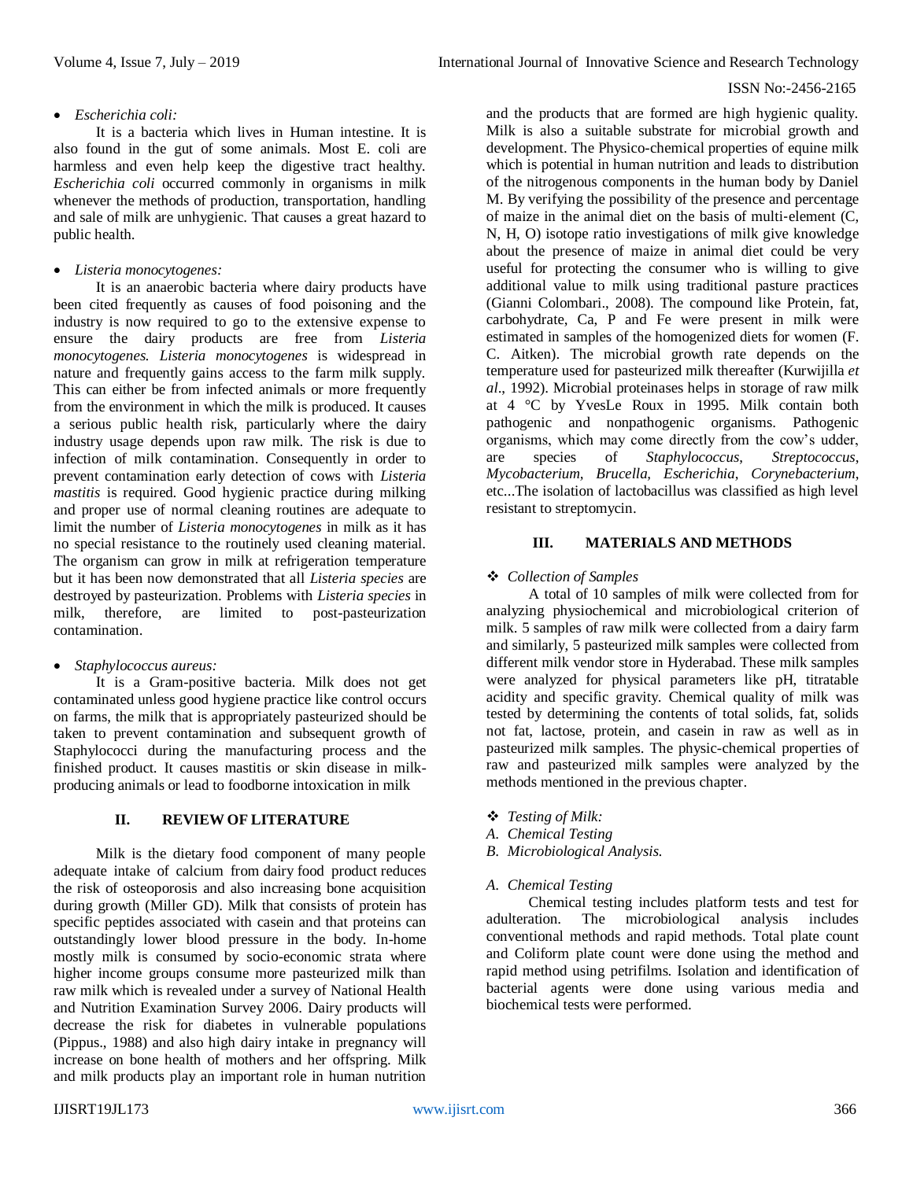- *Escherichia coli:*

It is a bacteria which lives in Human intestine. It is also found in the gut of some animals. Most E. coli are harmless and even help keep the digestive tract healthy. *Escherichia coli* occurred commonly in organisms in milk whenever the methods of production, transportation, handling and sale of milk are unhygienic. That causes a great hazard to public health.

- *Listeria monocytogenes:*

It is an anaerobic bacteria where dairy products have been cited frequently as causes of food poisoning and the industry is now required to go to the extensive expense to ensure the dairy products are free from *Listeria monocytogenes*. *Listeria monocytogenes* is widespread in nature and frequently gains access to the farm milk supply. This can either be from infected animals or more frequently from the environment in which the milk is produced. It causes a serious public health risk, particularly where the dairy industry usage depends upon raw milk. The risk is due to infection of milk contamination. Consequently in order to prevent contamination early detection of cows with *Listeria mastitis* is required. Good hygienic practice during milking and proper use of normal cleaning routines are adequate to limit the number of *Listeria monocytogenes* in milk as it has no special resistance to the routinely used cleaning material. The organism can grow in milk at refrigeration temperature but it has been now demonstrated that all *Listeria species* are destroyed by pasteurization. Problems with *Listeria species* in milk, therefore, are limited to post-pasteurization contamination.

- *Staphylococcus aureus:*

It is a Gram-positive bacteria. Milk does not get contaminated unless good hygiene practice like control occurs on farms, the milk that is appropriately pasteurized should be taken to prevent contamination and subsequent growth of Staphylococci during the manufacturing process and the finished product. It causes mastitis or skin disease in milk-producing animals or lead to foodborne intoxication in milk

## II. REVIEW OF LITERATURE

Milk is the dietary food component of many people adequate intake of calcium from dairy food product reduces the risk of osteoporosis and also increasing bone acquisition during growth (Miller GD). Milk that consists of protein has specific peptides associated with casein and that proteins can outstandingly lower blood pressure in the body. In-home mostly milk is consumed by socio-economic strata where higher income groups consume more pasteurized milk than raw milk which is revealed under a survey of National Health and Nutrition Examination Survey 2006. Dairy products will decrease the risk for diabetes in vulnerable populations (Pippus., 1988) and also high dairy intake in pregnancy will increase on bone health of mothers and her offspring. Milk and milk products play an important role in human nutrition and the products that are formed are high hygienic quality. Milk is also a suitable substrate for microbial growth and development. The Physico-chemical properties of equine milk which is potential in human nutrition and leads to distribution of the nitrogenous components in the human body by Daniel M. By verifying the possibility of the presence and percentage of maize in the animal diet on the basis of multi-element (C, N, H, O) isotope ratio investigations of milk give knowledge about the presence of maize in animal diet could be very useful for protecting the consumer who is willing to give additional value to milk using traditional pasture practices (Gianni Colombari., 2008). The compound like Protein, fat, carbohydrate, Ca, P and Fe were present in milk were estimated in samples of the homogenized diets for women (F. C. Aitken). The microbial growth rate depends on the temperature used for pasteurized milk thereafter (Kurwijilla *et al*., 1992). Microbial proteinases helps in storage of raw milk at 4 °C by YvesLe Roux in 1995. Milk contain both pathogenic and nonpathogenic organisms. Pathogenic organisms, which may come directly from the cow's udder, are species of *Staphylococcus*, *Streptococcus*, *Mycobacterium, Brucella, Escherichia, Corynebacterium,* etc...The isolation of lactobacillus was classified as high level resistant to streptomycin.

## III. MATERIALS AND METHODS

- *Collection of Samples*

A total of 10 samples of milk were collected from for analyzing physiochemical and microbiological criterion of milk. 5 samples of raw milk were collected from a dairy farm and similarly, 5 pasteurized milk samples were collected from different milk vendor store in Hyderabad. These milk samples were analyzed for physical parameters like pH, titratable acidity and specific gravity. Chemical quality of milk was tested by determining the contents of total solids, fat, solids not fat, lactose, protein, and casein in raw as well as in pasteurized milk samples. The physic-chemical properties of raw and pasteurized milk samples were analyzed by the methods mentioned in the previous chapter.

- *Testing of Milk:*

*A. Chemical Testing*
*B. Microbiological Analysis.*

### *A. Chemical Testing*

Chemical testing includes platform tests and test for adulteration. The microbiological analysis includes conventional methods and rapid methods. Total plate count and Coliform plate count were done using the method and rapid method using petrifilms. Isolation and identification of bacterial agents were done using various media and biochemical tests were performed.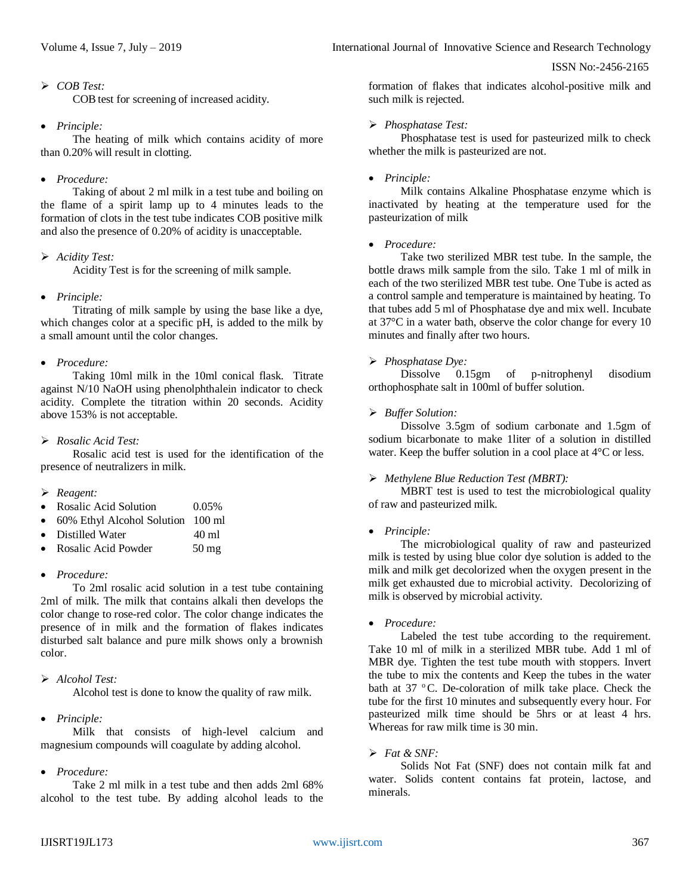➢ *COB Test:*

COB test for screening of increased acidity.

- *Principle:*

The heating of milk which contains acidity of more than 0.20% will result in clotting.

- *Procedure:*

Taking of about 2 ml milk in a test tube and boiling on the flame of a spirit lamp up to 4 minutes leads to the formation of clots in the test tube indicates COB positive milk and also the presence of 0.20% of acidity is unacceptable.

➢ *Acidity Test:*

Acidity Test is for the screening of milk sample.

- *Principle:*

Titrating of milk sample by using the base like a dye, which changes color at a specific pH, is added to the milk by a small amount until the color changes.

- *Procedure:*

Taking 10ml milk in the 10ml conical flask. Titrate against N/10 NaOH using phenolphthalein indicator to check acidity. Complete the titration within 20 seconds. Acidity above 153% is not acceptable.

➢ *Rosalic Acid Test:*

Rosalic acid test is used for the identification of the presence of neutralizers in milk.

➢ *Reagent:*

- Rosalic Acid Solution 0.05%
- 60% Ethyl Alcohol Solution 100 ml
- Distilled Water 40 ml
- Rosalic Acid Powder 50 mg

- *Procedure:*

To 2ml rosalic acid solution in a test tube containing 2ml of milk. The milk that contains alkali then develops the color change to rose-red color. The color change indicates the presence of in milk and the formation of flakes indicates disturbed salt balance and pure milk shows only a brownish color.

➢ *Alcohol Test:*

Alcohol test is done to know the quality of raw milk.

- *Principle:*

Milk that consists of high-level calcium and magnesium compounds will coagulate by adding alcohol.

- *Procedure:*

Take 2 ml milk in a test tube and then adds 2ml 68% alcohol to the test tube. By adding alcohol leads to the formation of flakes that indicates alcohol-positive milk and such milk is rejected.

➢ *Phosphatase Test:*

Phosphatase test is used for pasteurized milk to check whether the milk is pasteurized are not.

- *Principle:*

Milk contains Alkaline Phosphatase enzyme which is inactivated by heating at the temperature used for the pasteurization of milk

- *Procedure:*

Take two sterilized MBR test tube. In the sample, the bottle draws milk sample from the silo. Take 1 ml of milk in each of the two sterilized MBR test tube. One Tube is acted as a control sample and temperature is maintained by heating. To that tubes add 5 ml of Phosphatase dye and mix well. Incubate at 37°C in a water bath, observe the color change for every 10 minutes and finally after two hours.

➢ *Phosphatase Dye:*

Dissolve 0.15gm of p-nitrophenyl disodium orthophosphate salt in 100ml of buffer solution.

➢ *Buffer Solution:*

Dissolve 3.5gm of sodium carbonate and 1.5gm of sodium bicarbonate to make 1liter of a solution in distilled water. Keep the buffer solution in a cool place at 4°C or less.

➢ *Methylene Blue Reduction Test (MBRT):*

MBRT test is used to test the microbiological quality of raw and pasteurized milk.

- *Principle:*

The microbiological quality of raw and pasteurized milk is tested by using blue color dye solution is added to the milk and milk get decolorized when the oxygen present in the milk get exhausted due to microbial activity. Decolorizing of milk is observed by microbial activity.

- *Procedure:*

Labeled the test tube according to the requirement. Take 10 ml of milk in a sterilized MBR tube. Add 1 ml of MBR dye. Tighten the test tube mouth with stoppers. Invert the tube to mix the contents and Keep the tubes in the water bath at 37 °C. De-coloration of milk take place. Check the tube for the first 10 minutes and subsequently every hour. For pasteurized milk time should be 5hrs or at least 4 hrs. Whereas for raw milk time is 30 min.

➢ *Fat & SNF:*

Solids Not Fat (SNF) does not contain milk fat and water. Solids content contains fat protein, lactose, and minerals.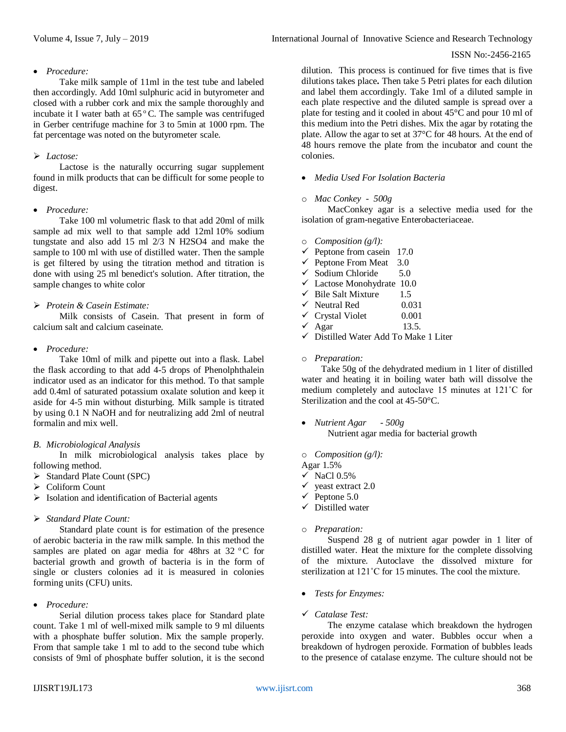- *Procedure:*

Take milk sample of 11ml in the test tube and labeled then accordingly. Add 10ml sulphuric acid in butyrometer and closed with a rubber cork and mix the sample thoroughly and incubate it I water bath at 65 $^{o}$ C. The sample was centrifuged in Gerber centrifuge machine for 3 to 5min at 1000 rpm. The fat percentage was noted on the butyrometer scale.

➢ *Lactose:*

Lactose is the naturally occurring sugar supplement found in milk products that can be difficult for some people to digest.

- *Procedure:*

Take 100 ml volumetric flask to that add 20ml of milk sample ad mix well to that sample add 12ml 10% sodium tungstate and also add 15 ml 2/3 N $H_2SO_4$ and make the sample to 100 ml with use of distilled water. Then the sample is get filtered by using the titration method and titration is done with using 25 ml benedict's solution. After titration, the sample changes to white color

➢ *Protein & Casein Estimate:*

Milk consists of Casein. That present in form of calcium salt and calcium caseinate.

- *Procedure:*

Take 10ml of milk and pipette out into a flask. Label the flask according to that add 4-5 drops of Phenolphthalein indicator used as an indicator for this method. To that sample add 0.4ml of saturated potassium oxalate solution and keep it aside for 4-5 min without disturbing. Milk sample is titrated by using 0.1 N NaOH and for neutralizing add 2ml of neutral formalin and mix well.

*B. Microbiological Analysis*

In milk microbiological analysis takes place by following method.

➢ Standard Plate Count (SPC)
➢ Coliform Count
➢ Isolation and identification of Bacterial agents

➢ *Standard Plate Count:*

Standard plate count is for estimation of the presence of aerobic bacteria in the raw milk sample. In this method the samples are plated on agar media for 48hrs at 32 $^{o}$C for bacterial growth and growth of bacteria is in the form of single or clusters colonies ad it is measured in colonies forming units (CFU) units.

- *Procedure:*

Serial dilution process takes place for Standard plate count. Take 1 ml of well-mixed milk sample to 9 ml diluents with a phosphate buffer solution. Mix the sample properly. From that sample take 1 ml to add to the second tube which consists of 9ml of phosphate buffer solution, it is the second dilution. This process is continued for five times that is five dilutions takes place**.** Then take 5 Petri plates for each dilution and label them accordingly. Take 1ml of a diluted sample in each plate respective and the diluted sample is spread over a plate for testing and it cooled in about 45°C and pour 10 ml of this medium into the Petri dishes. Mix the agar by rotating the plate. Allow the agar to set at 37°C for 48 hours. At the end of 48 hours remove the plate from the incubator and count the colonies.

- *Media Used For Isolation Bacteria*

○ *Mac Conkey - 500g*

MacConkey agar is a selective media used for the isolation of gram-negative Enterobacteriaceae.

○ *Composition (g/l):*

✓ Peptone from casein 17.0
✓ Peptone From Meat 3.0
✓ Sodium Chloride 5.0
✓ Lactose Monohydrate 10.0
✓ Bile Salt Mixture 1.5
✓ Neutral Red 0.031
✓ Crystal Violet 0.001
✓ Agar 13.5.
✓ Distilled Water Add To Make 1 Liter

○ *Preparation:*

Take 50g of the dehydrated medium in 1 liter of distilled water and heating it in boiling water bath will dissolve the medium completely and autoclave 15 minutes at 121˚C for Sterilization and the cool at 45-50°C.

- *Nutrient Agar - 500g*

Nutrient agar media for bacterial growth

○ *Composition (g/l):*

Agar 1.5%

✓ NaCl 0.5%
✓ yeast extract 2.0
✓ Peptone 5.0
✓ Distilled water

○ *Preparation:*

Suspend 28 g of nutrient agar powder in 1 liter of distilled water. Heat the mixture for the complete dissolving of the mixture. Autoclave the dissolved mixture for sterilization at 121˚C for 15 minutes. The cool the mixture.

- *Tests for Enzymes:*

✓ *Catalase Test:*

The enzyme catalase which breakdown the hydrogen peroxide into oxygen and water. Bubbles occur when a breakdown of hydrogen peroxide. Formation of bubbles leads to the presence of catalase enzyme. The culture should not be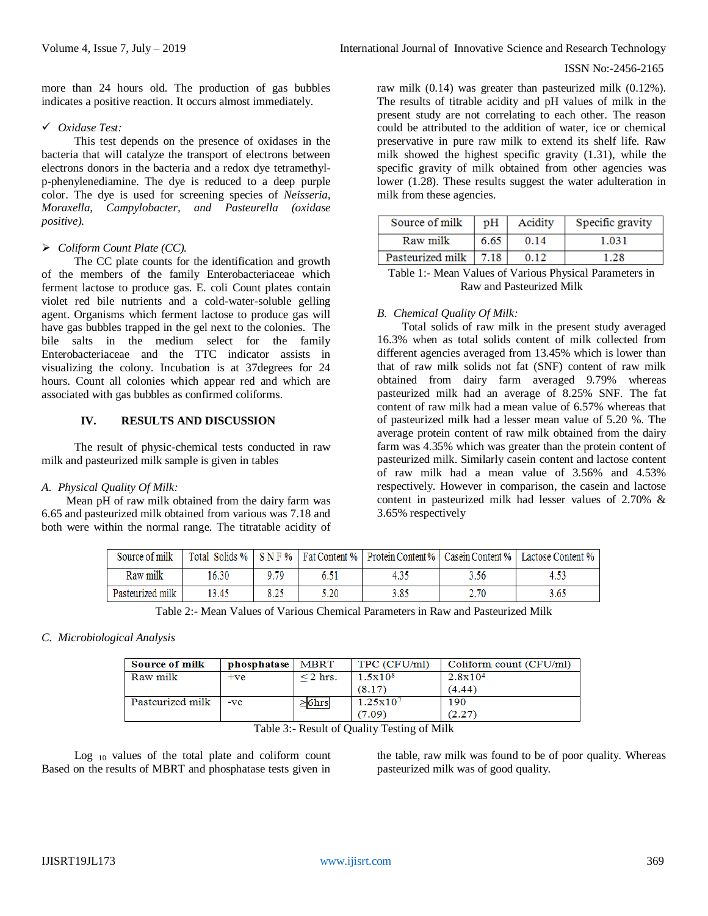more than 24 hours old. The production of gas bubbles indicates a positive reaction. It occurs almost immediately.

✓ *Oxidase Test:*

This test depends on the presence of oxidases in the bacteria that will catalyze the transport of electrons between electrons donors in the bacteria and a redox dye tetramethyl-p-phenylenediamine. The dye is reduced to a deep purple color. The dye is used for screening species of *Neisseria, Moraxella, Campylobacter, and Pasteurella (oxidase positive).*

➢ *Coliform Count Plate (CC).*

The CC plate counts for the identification and growth of the members of the family Enterobacteriaceae which ferment lactose to produce gas. E. coli Count plates contain violet red bile nutrients and a cold-water-soluble gelling agent. Organisms which ferment lactose to produce gas will have gas bubbles trapped in the gel next to the colonies. The bile salts in the medium select for the family Enterobacteriaceae and the TTC indicator assists in visualizing the colony. Incubation is at 37degrees for 24 hours. Count all colonies which appear red and which are associated with gas bubbles as confirmed coliforms.

## IV. RESULTS AND DISCUSSION

The result of physic-chemical tests conducted in raw milk and pasteurized milk sample is given in tables

### *A. Physical Quality Of Milk:*

Mean pH of raw milk obtained from the dairy farm was 6.65 and pasteurized milk obtained from various was 7.18 and both were within the normal range. The titratable acidity of raw milk (0.14) was greater than pasteurized milk (0.12%). The results of titrable acidity and pH values of milk in the present study are not correlating to each other. The reason could be attributed to the addition of water, ice or chemical preservative in pure raw milk to extend its shelf life. Raw milk showed the highest specific gravity (1.31), while the specific gravity of milk obtained from other agencies was lower (1.28). These results suggest the water adulteration in milk from these agencies.

| Source of milk | pH | Acidity | Specific gravity |
|---|---|---|---|
| Raw milk | 6.65 | 0.14 | 1.031 |
| Pasteurized milk | 7.18 | 0.12 | 1.28 |

Table 1:- Mean Values of Various Physical Parameters in Raw and Pasteurized Milk

### *B. Chemical Quality Of Milk:*

Total solids of raw milk in the present study averaged 16.3% when as total solids content of milk collected from different agencies averaged from 13.45% which is lower than that of raw milk solids not fat (SNF) content of raw milk obtained from dairy farm averaged 9.79% whereas pasteurized milk had an average of 8.25% SNF. The fat content of raw milk had a mean value of 6.57% whereas that of pasteurized milk had a lesser mean value of 5.20 %. The average protein content of raw milk obtained from the dairy farm was 4.35% which was greater than the protein content of pasteurized milk. Similarly casein content and lactose content of raw milk had a mean value of 3.56% and 4.53% respectively. However in comparison, the casein and lactose content in pasteurized milk had lesser values of 2.70% & 3.65% respectively

| Source of milk | Total Solids % | S N F % | Fat Content % | Protein Content % | Casein Content % | Lactose Content % |
|---|---|---|---|---|---|---|
| Raw milk | 16.30 | 9.79 | 6.51 | 4.35 | 3.56 | 4.53 |
| Pasteurized milk | 13.45 | 8.25 | 5.20 | 3.85 | 2.70 | 3.65 |

Table 2:- Mean Values of Various Chemical Parameters in Raw and Pasteurized Milk

### *C. Microbiological Analysis*

| **Source of milk** | **phosphatase** | MBRT | TPC (CFU/ml) | Coliform count (CFU/ml) |
|---|---|---|---|---|
| Raw milk | +ve | ≤ 2 hrs. | $1.5 \times 10^8$ (8.17) | $2.8 \times 10^4$ (4.44) |
| Pasteurized milk | -ve | ≥6hrs | $1.25 \times 10^7$ (7.09) | 190 (2.27) |

Table 3:- Result of Quality Testing of Milk

Log $_{10}$ values of the total plate and coliform count Based on the results of MBRT and phosphatase tests given in the table, raw milk was found to be of poor quality. Whereas pasteurized milk was of good quality.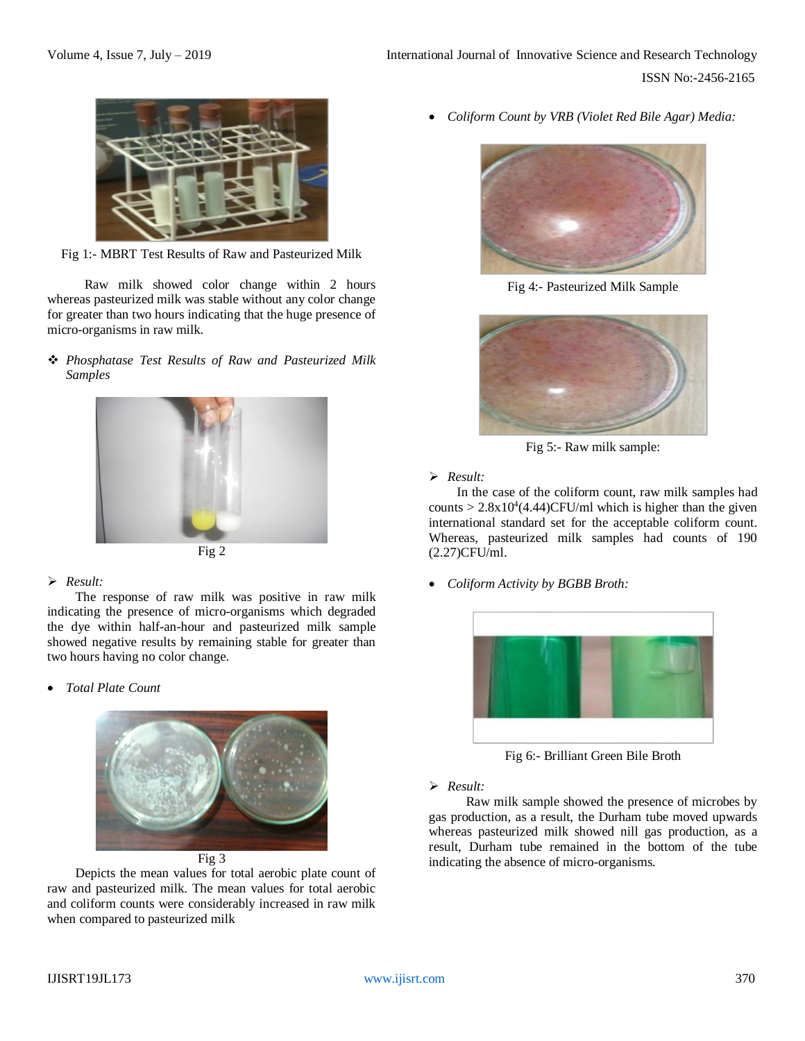Fig 1:- MBRT Test Results of Raw and Pasteurized Milk

Raw milk showed color change within 2 hours whereas pasteurized milk was stable without any color change for greater than two hours indicating that the huge presence of micro-organisms in raw milk.

❖ *Phosphatase Test Results of Raw and Pasteurized Milk Samples*

Fig 2

➢ *Result:*

The response of raw milk was positive in raw milk indicating the presence of micro-organisms which degraded the dye within half-an-hour and pasteurized milk sample showed negative results by remaining stable for greater than two hours having no color change.

- *Total Plate Count*

Fig 3

Depicts the mean values for total aerobic plate count of raw and pasteurized milk. The mean values for total aerobic and coliform counts were considerably increased in raw milk when compared to pasteurized milk

- *Coliform Count by VRB (Violet Red Bile Agar) Media:*

Fig 4:- Pasteurized Milk Sample

Fig 5:- Raw milk sample:

➢ *Result:*

In the case of the coliform count, raw milk samples had counts > $2.8x10^4$(4.44)CFU/ml which is higher than the given international standard set for the acceptable coliform count. Whereas, pasteurized milk samples had counts of 190 (2.27)CFU/ml.

- *Coliform Activity by BGBB Broth:*

Fig 6:- Brilliant Green Bile Broth

➢ *Result:*

Raw milk sample showed the presence of microbes by gas production, as a result, the Durham tube moved upwards whereas pasteurized milk showed nill gas production, as a result, Durham tube remained in the bottom of the tube indicating the absence of micro-organisms.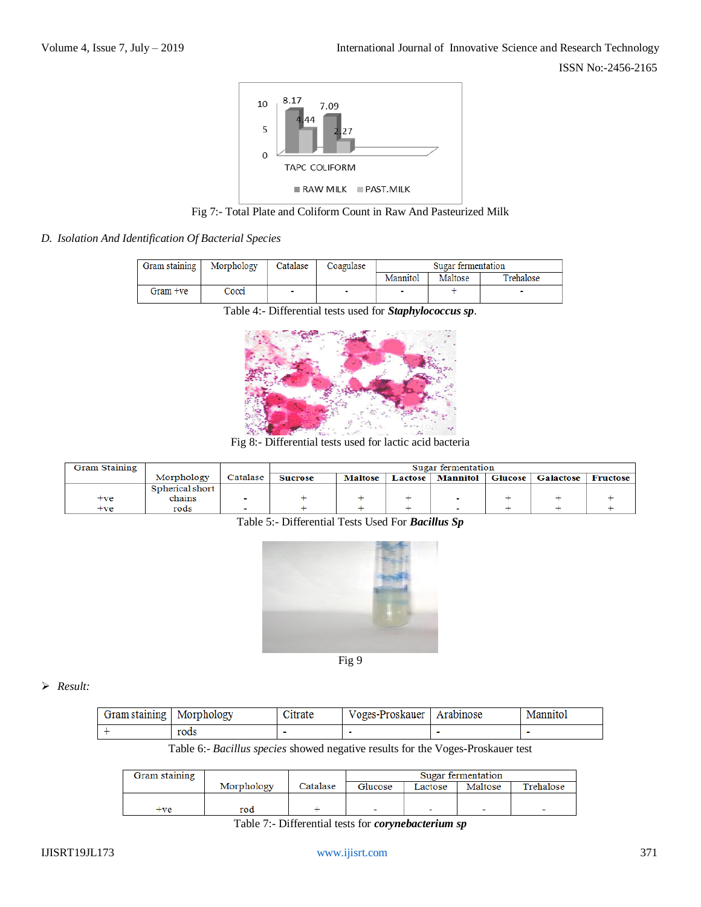Fig 7:- Total Plate and Coliform Count in Raw And Pasteurized Milk

*D. Isolation And Identification Of Bacterial Species*

| Gram staining | Morphology | Catalase | Coagulase | Sugar fermentation | | |
|---|---|---|---|---|---|---|
| | | | | Mannitol | Maltose | Trehalose |
| Gram +ve | Cocci | - | - | - | + | - |

Table 4:- Differential tests used for ***Staphylococcus sp***.

Fig 8:- Differential tests used for lactic acid bacteria

| Gram Staining | Morphology | Catalase | Sugar fermentation | | | | | | | |
|---|---|---|---|---|---|---|---|---|---|---|
| | | | Sucrose | Maltose | Lactose | Mannitol | Glucose | Galactose | Fructose |
| +ve | Spherical short chains | - | + | + | + | - | + | + | + |
| +ve | rods | - | + | + | + | - | + | + | + |

Table 5:- Differential Tests Used For ***Bacillus Sp***

Fig 9

➢ *Result:*

| Gram staining | Morphology | Citrate | Voges-Proskauer | Arabinose | Mannitol |
|---|---|---|---|---|---|
| + | rods | - | - | - | - |

Table 6:- *Bacillus species* showed negative results for the Voges-Proskauer test

| Gram staining | Morphology | Catalase | Sugar fermentation | | | |
|---|---|---|---|---|---|---|
| | | | Glucose | Lactose | Maltose | Trehalose |
| +ve | rod | + | - | - | - | - |

Table 7:- Differential tests for ***corynebacterium sp***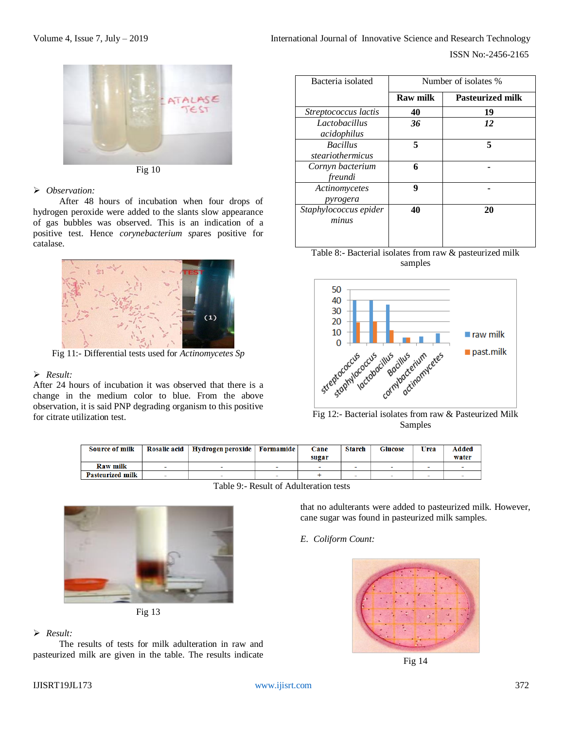Fig 10

- *Observation:*

After 48 hours of incubation when four drops of hydrogen peroxide were added to the slants slow appearance of gas bubbles was observed. This is an indication of a positive test. Hence *corynebacterium spares* positive for catalase.

Fig 11:- Differential tests used for *Actinomycetes Sp*

- *Result:*

After 24 hours of incubation it was observed that there is a change in the medium color to blue. From the above observation, it is said PNP degrading organism to this positive for citrate utilization test.

| Bacteria isolated | Number of isolates % | |
|---|---|---|
| | **Raw milk** | **Pasteurized milk** |
| *Streptococcus lactis* | **40** | **19** |
| *Lactobacillus acidophilus* | ***36*** | ***12*** |
| *Bacillus steariothermicus* | **5** | **5** |
| *Cornyn bacterium freundi* | **6** | **-** |
| *Actinomycetes pyrogera* | **9** | **-** |
| *Staphylococcus epider minus* | **40** | **20** |

Table 8:- Bacterial isolates from raw & pasteurized milk samples

Fig 12:- Bacterial isolates from raw & Pasteurized Milk Samples

| Source of milk | Rosalic acid | Hydrogen peroxide | Formamide | Cane sugar | Starch | Glucose | Urea | Added water |
|---|---|---|---|---|---|---|---|---|
| Raw milk | - | - | - | - | - | - | - | - |
| Pasteurized milk | - | - | - | + | - | - | - | - |

Table 9:- Result of Adulteration tests

Fig 13

- *Result:*

The results of tests for milk adulteration in raw and pasteurized milk are given in the table. The results indicate that no adulterants were added to pasteurized milk. However, cane sugar was found in pasteurized milk samples.

*E. Coliform Count:*

Fig 14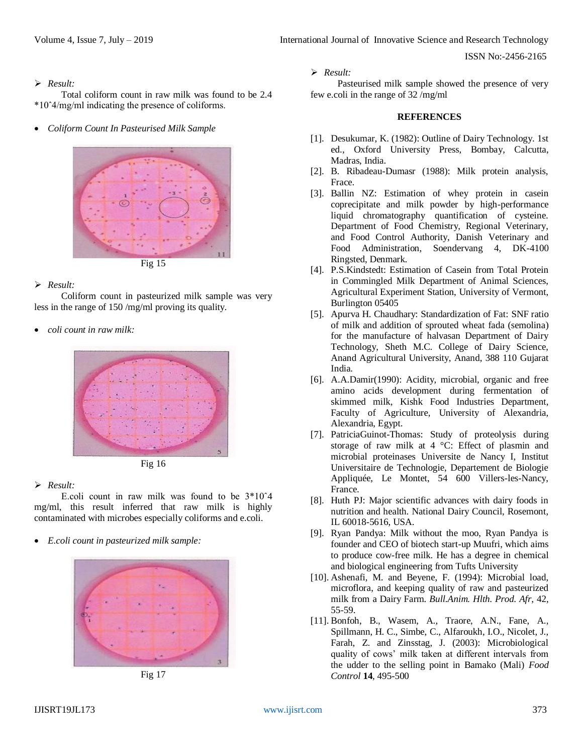➢ *Result:*

Total coliform count in raw milk was found to be 2.4 *10ˆ4/mg/ml indicating the presence of coliforms.

- *Coliform Count In Pasteurised Milk Sample*

Fig 15

➢ *Result:*

Coliform count in pasteurized milk sample was very less in the range of 150 /mg/ml proving its quality.

- *coli count in raw milk:*

Fig 16

➢ *Result:*

E.coli count in raw milk was found to be 3*10ˆ4 mg/ml, this result inferred that raw milk is highly contaminated with microbes especially coliforms and e.coli.

- *E.coli count in pasteurized milk sample:*

Fig 17

➢ *Result:*

Pasteurised milk sample showed the presence of very few e.coli in the range of 32 /mg/ml

## REFERENCES

[1]. Desukumar, K. (1982): Outline of Dairy Technology. 1st ed., Oxford University Press, Bombay, Calcutta, Madras, India.

[2]. B. Ribadeau-Dumasr (1988): Milk protein analysis, Frace.

[3]. Ballin NZ: Estimation of whey protein in casein coprecipitate and milk powder by high-performance liquid chromatography quantification of cysteine. Department of Food Chemistry, Regional Veterinary, and Food Control Authority, Danish Veterinary and Food Administration, Soendervang 4, DK-4100 Ringsted, Denmark.

[4]. P.S.Kindstedt: Estimation of Casein from Total Protein in Commingled Milk Department of Animal Sciences, Agricultural Experiment Station, University of Vermont, Burlington 05405

[5]. Apurva H. Chaudhary: Standardization of Fat: SNF ratio of milk and addition of sprouted wheat fada (semolina) for the manufacture of halvasan Department of Dairy Technology, Sheth M.C. College of Dairy Science, Anand Agricultural University, Anand, 388 110 Gujarat India.

[6]. A.A.Damir(1990): Acidity, microbial, organic and free amino acids development during fermentation of skimmed milk, Kishk Food Industries Department, Faculty of Agriculture, University of Alexandria, Alexandria, Egypt.

[7]. PatriciaGuinot-Thomas: Study of proteolysis during storage of raw milk at 4 °C: Effect of plasmin and microbial proteinases Universite de Nancy I, Institut Universitaire de Technologie, Departement de Biologie Appliquée, Le Montet, 54 600 Villers-les-Nancy, France.

[8]. Huth PJ: Major scientific advances with dairy foods in nutrition and health. National Dairy Council, Rosemont, IL 60018-5616, USA.

[9]. Ryan Pandya: Milk without the moo, Ryan Pandya is founder and CEO of biotech start-up Muufri, which aims to produce cow-free milk. He has a degree in chemical and biological engineering from Tufts University

[10]. Ashenafi, M. and Beyene, F. (1994): Microbial load, microflora, and keeping quality of raw and pasteurized milk from a Dairy Farm. *Bull.Anim. Hlth. Prod. Afr,* 42, 55-59.

[11]. Bonfoh, B., Wasem, A., Traore, A.N., Fane, A., Spillmann, H. C., Simbe, C., Alfaroukh, I.O., Nicolet, J., Farah, Z. and Zinsstag, J. (2003): Microbiological quality of cows' milk taken at different intervals from the udder to the selling point in Bamako (Mali) *Food Control* **14**, 495-500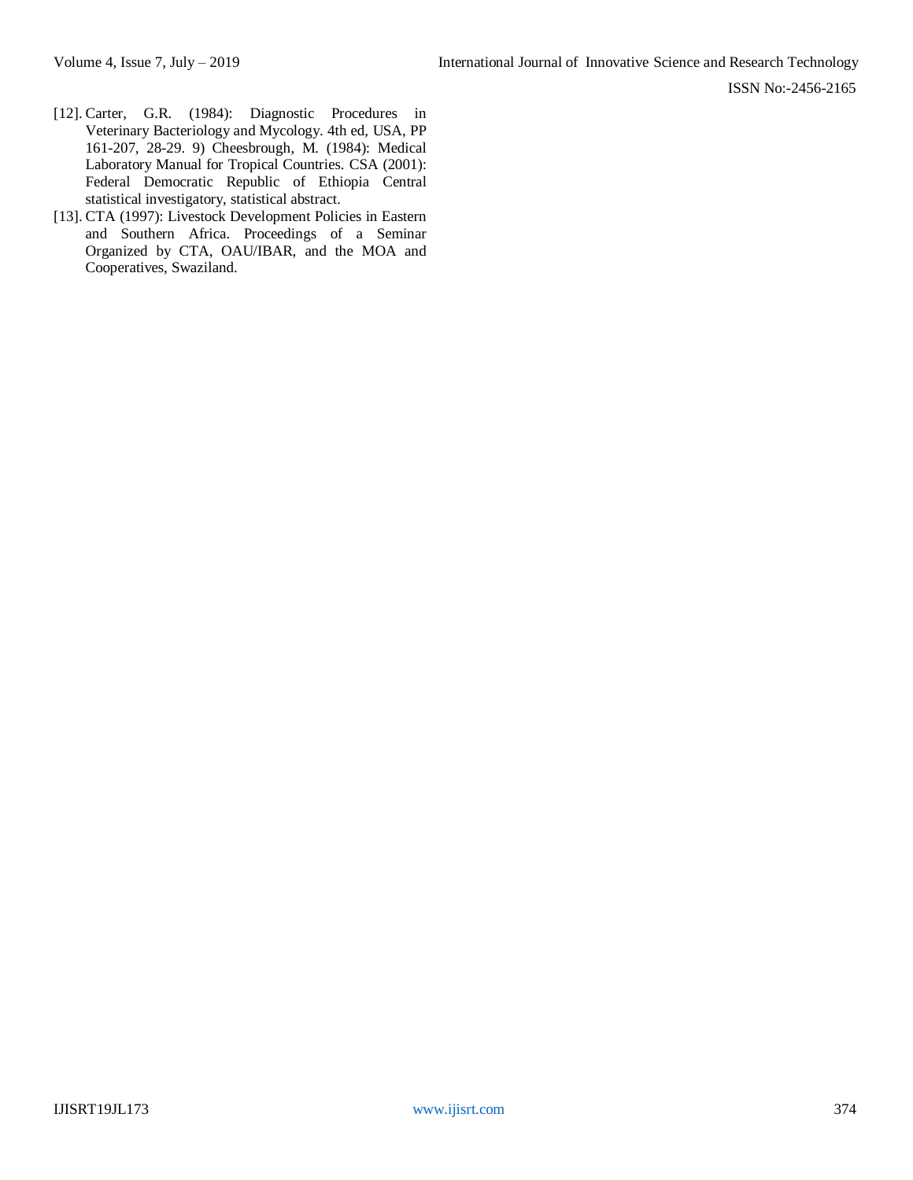[12]. Carter, G.R. (1984): Diagnostic Procedures in Veterinary Bacteriology and Mycology. 4th ed, USA, PP 161-207, 28-29. 9) Cheesbrough, M. (1984): Medical Laboratory Manual for Tropical Countries. CSA (2001): Federal Democratic Republic of Ethiopia Central statistical investigatory, statistical abstract.

[13]. CTA (1997): Livestock Development Policies in Eastern and Southern Africa. Proceedings of a Seminar Organized by CTA, OAU/IBAR, and the MOA and Cooperatives, Swaziland.